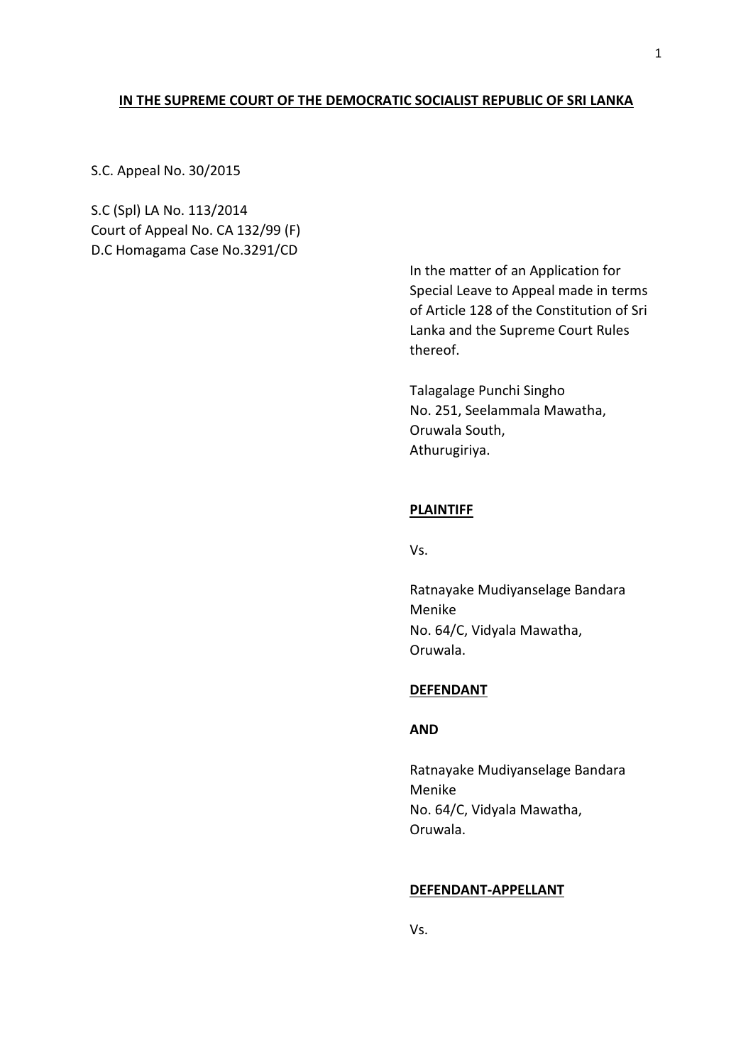**IN THE SUPREME COURT OF THE DEMOCRATIC SOCIALIST REPUBLIC OF SRI LANKA**

S.C. Appeal No. 30/2015

S.C (Spl) LA No. 113/2014
Court of Appeal No. CA 132/99 (F)
D.C Homagama Case No.3291/CD

In the matter of an Application for Special Leave to Appeal made in terms of Article 128 of the Constitution of Sri Lanka and the Supreme Court Rules thereof.

Talagalage Punchi Singho
No. 251, Seelammala Mawatha,
Oruwala South,
Athurugiriya.

**PLAINTIFF**

Vs.

Ratnayake Mudiyanselage Bandara Menike
No. 64/C, Vidyala Mawatha,
Oruwala.

**DEFENDANT**

**AND**

Ratnayake Mudiyanselage Bandara Menike
No. 64/C, Vidyala Mawatha,
Oruwala.

**DEFENDANT-APPELLANT**

Vs.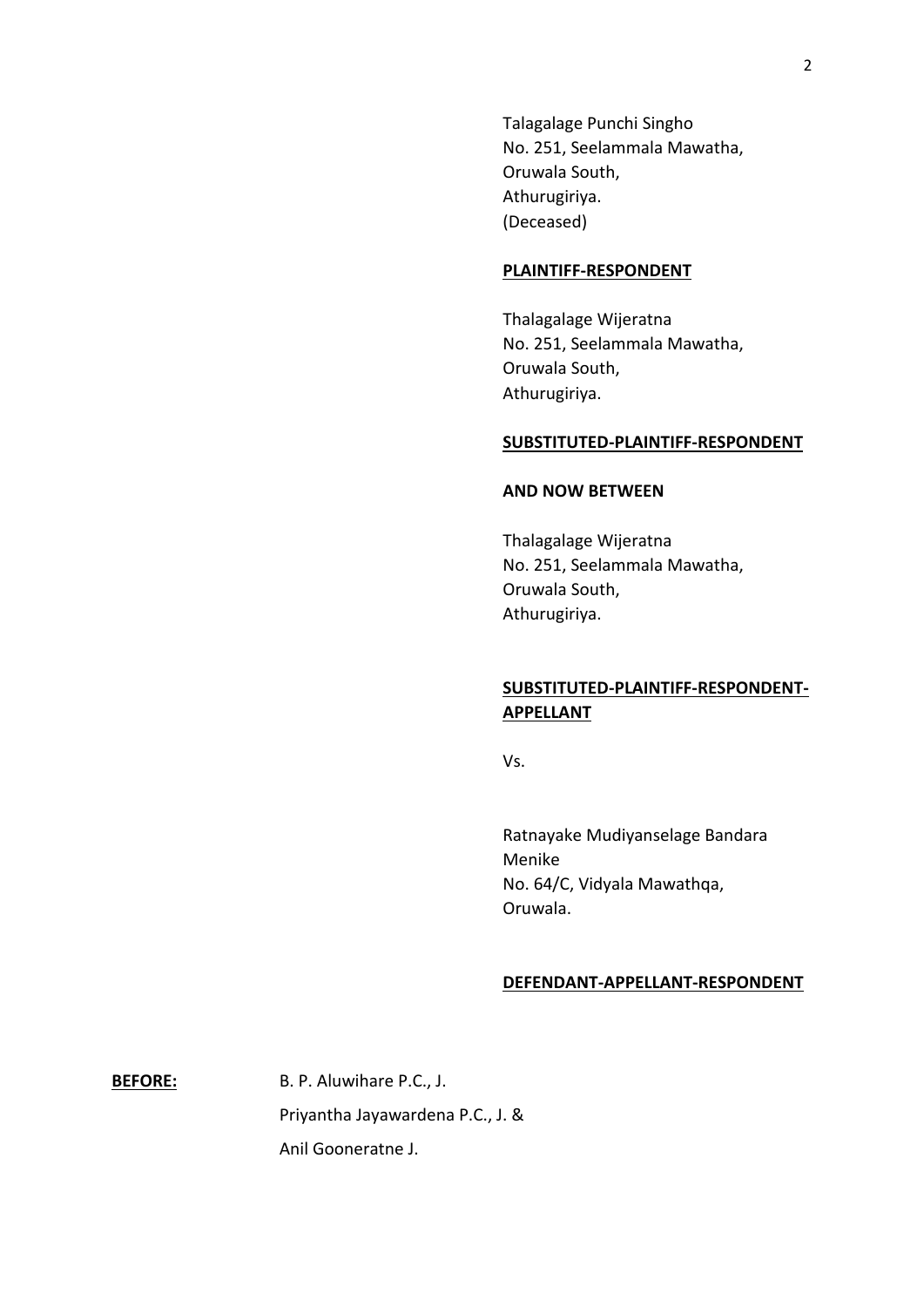Talagalage Punchi Singho
No. 251, Seelammala Mawatha,
Oruwala South,
Athurugiriya.
(Deceased)

**PLAINTIFF-RESPONDENT**

Thalagalage Wijeratna
No. 251, Seelammala Mawatha,
Oruwala South,
Athurugiriya.

**SUBSTITUTED-PLAINTIFF-RESPONDENT**

**AND NOW BETWEEN**

Thalagalage Wijeratna
No. 251, Seelammala Mawatha,
Oruwala South,
Athurugiriya.

**SUBSTITUTED-PLAINTIFF-RESPONDENT-APPELLANT**

Vs.

Ratnayake Mudiyanselage Bandara Menike
No. 64/C, Vidyala Mawathqa,
Oruwala.

**DEFENDANT-APPELLANT-RESPONDENT**

**BEFORE:** B. P. Aluwihare P.C., J.
Priyantha Jayawardena P.C., J. &
Anil Gooneratne J.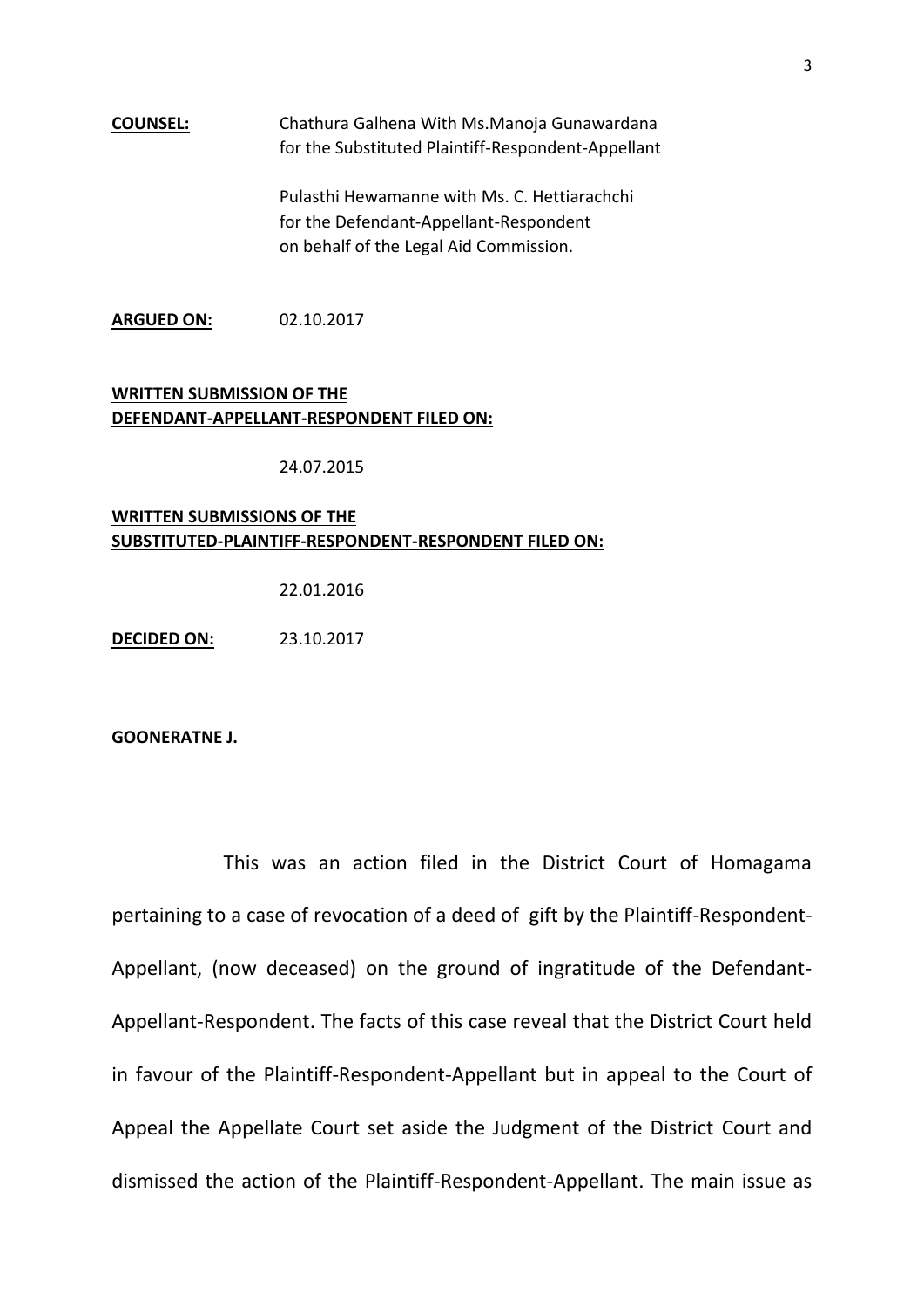**COUNSEL:** Chathura Galhena With Ms.Manoja Gunawardana for the Substituted Plaintiff-Respondent-Appellant

Pulasthi Hewamanne with Ms. C. Hettiarachchi for the Defendant-Appellant-Respondent on behalf of the Legal Aid Commission.

**ARGUED ON:** 02.10.2017

**WRITTEN SUBMISSION OF THE DEFENDANT-APPELLANT-RESPONDENT FILED ON:**

24.07.2015

**WRITTEN SUBMISSIONS OF THE SUBSTITUTED-PLAINTIFF-RESPONDENT-RESPONDENT FILED ON:**

22.01.2016

**DECIDED ON:** 23.10.2017

**GOONERATNE J.**

This was an action filed in the District Court of Homagama pertaining to a case of revocation of a deed of gift by the Plaintiff-Respondent-Appellant, (now deceased) on the ground of ingratitude of the Defendant-Appellant-Respondent. The facts of this case reveal that the District Court held in favour of the Plaintiff-Respondent-Appellant but in appeal to the Court of Appeal the Appellate Court set aside the Judgment of the District Court and dismissed the action of the Plaintiff-Respondent-Appellant. The main issue as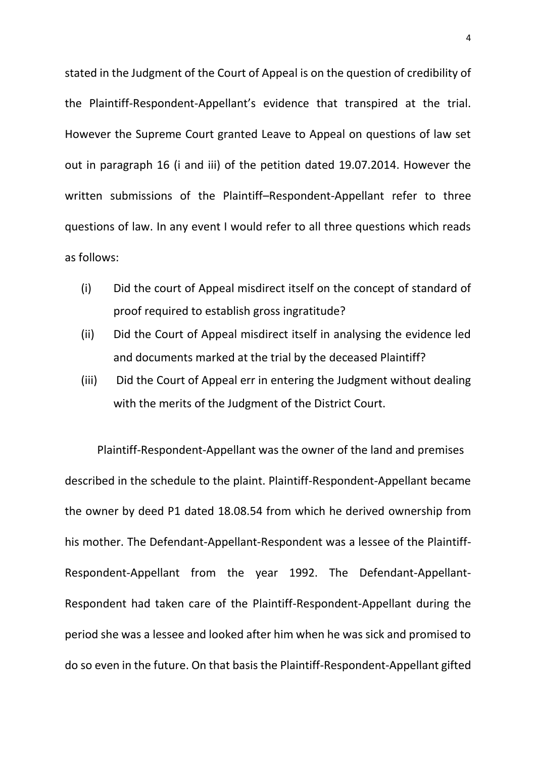stated in the Judgment of the Court of Appeal is on the question of credibility of the Plaintiff-Respondent-Appellant's evidence that transpired at the trial. However the Supreme Court granted Leave to Appeal on questions of law set out in paragraph 16 (i and iii) of the petition dated 19.07.2014. However the written submissions of the Plaintiff–Respondent-Appellant refer to three questions of law. In any event I would refer to all three questions which reads as follows:

(i) Did the court of Appeal misdirect itself on the concept of standard of proof required to establish gross ingratitude?

(ii) Did the Court of Appeal misdirect itself in analysing the evidence led and documents marked at the trial by the deceased Plaintiff?

(iii) Did the Court of Appeal err in entering the Judgment without dealing with the merits of the Judgment of the District Court.

Plaintiff-Respondent-Appellant was the owner of the land and premises described in the schedule to the plaint. Plaintiff-Respondent-Appellant became the owner by deed P1 dated 18.08.54 from which he derived ownership from his mother. The Defendant-Appellant-Respondent was a lessee of the Plaintiff-Respondent-Appellant from the year 1992. The Defendant-Appellant-Respondent had taken care of the Plaintiff-Respondent-Appellant during the period she was a lessee and looked after him when he was sick and promised to do so even in the future. On that basis the Plaintiff-Respondent-Appellant gifted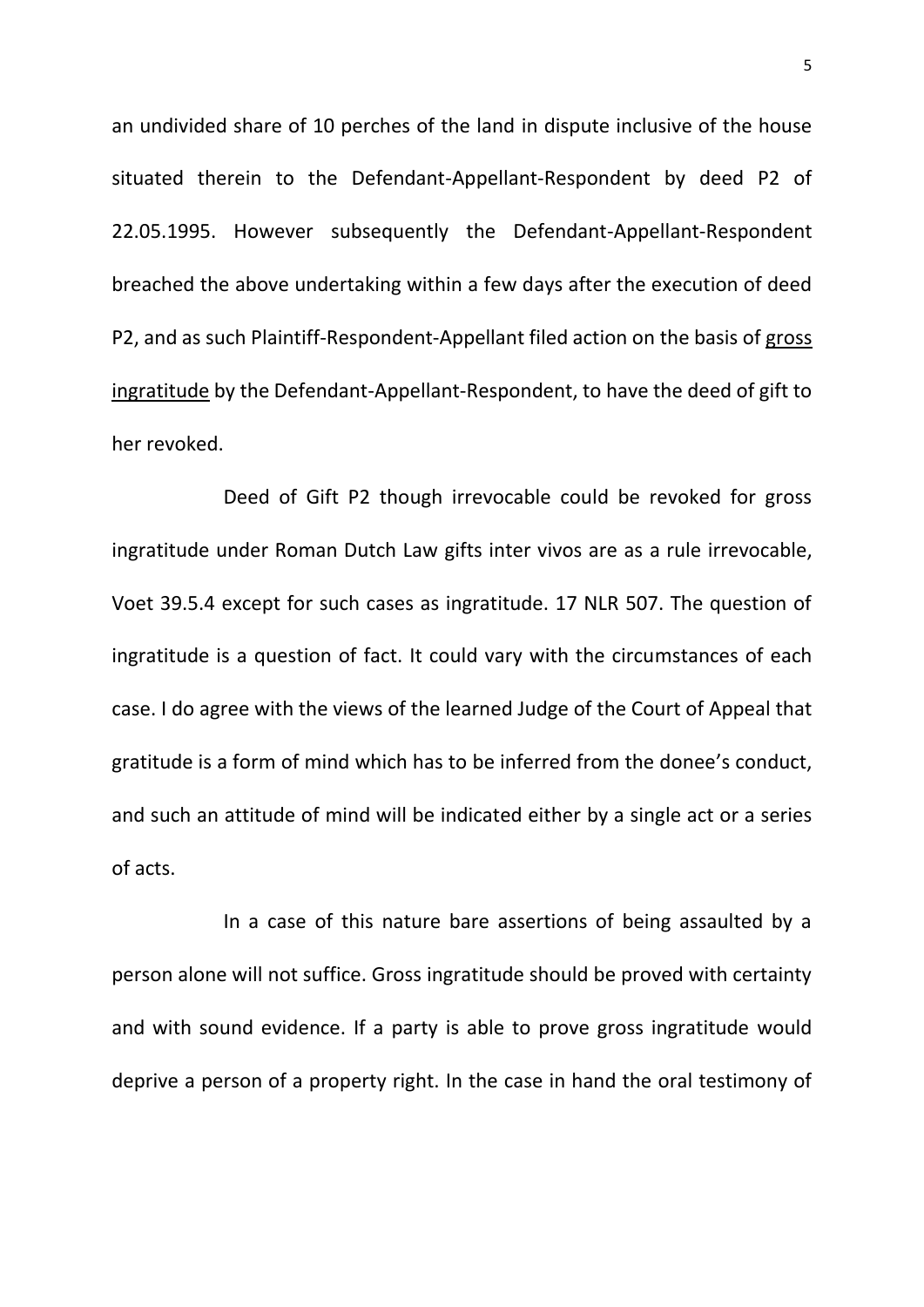an undivided share of 10 perches of the land in dispute inclusive of the house situated therein to the Defendant-Appellant-Respondent by deed P2 of 22.05.1995. However subsequently the Defendant-Appellant-Respondent breached the above undertaking within a few days after the execution of deed P2, and as such Plaintiff-Respondent-Appellant filed action on the basis of gross ingratitude by the Defendant-Appellant-Respondent, to have the deed of gift to her revoked.

Deed of Gift P2 though irrevocable could be revoked for gross ingratitude under Roman Dutch Law gifts inter vivos are as a rule irrevocable, Voet 39.5.4 except for such cases as ingratitude. 17 NLR 507. The question of ingratitude is a question of fact. It could vary with the circumstances of each case. I do agree with the views of the learned Judge of the Court of Appeal that gratitude is a form of mind which has to be inferred from the donee's conduct, and such an attitude of mind will be indicated either by a single act or a series of acts.

In a case of this nature bare assertions of being assaulted by a person alone will not suffice. Gross ingratitude should be proved with certainty and with sound evidence. If a party is able to prove gross ingratitude would deprive a person of a property right. In the case in hand the oral testimony of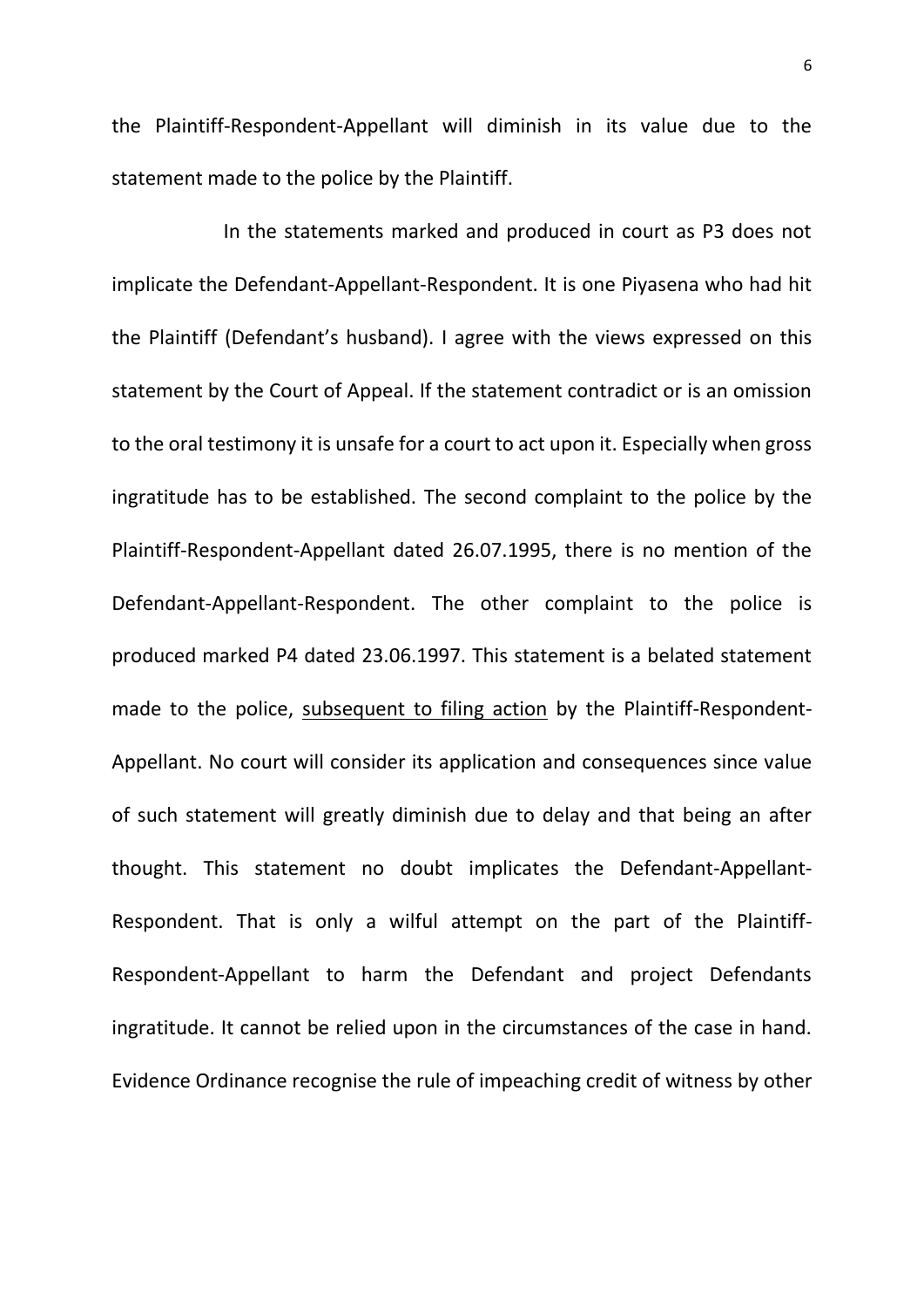the Plaintiff-Respondent-Appellant will diminish in its value due to the statement made to the police by the Plaintiff.

In the statements marked and produced in court as P3 does not implicate the Defendant-Appellant-Respondent. It is one Piyasena who had hit the Plaintiff (Defendant's husband). I agree with the views expressed on this statement by the Court of Appeal. If the statement contradict or is an omission to the oral testimony it is unsafe for a court to act upon it. Especially when gross ingratitude has to be established. The second complaint to the police by the Plaintiff-Respondent-Appellant dated 26.07.1995, there is no mention of the Defendant-Appellant-Respondent. The other complaint to the police is produced marked P4 dated 23.06.1997. This statement is a belated statement made to the police, <u>subsequent to filing action</u> by the Plaintiff-Respondent-Appellant. No court will consider its application and consequences since value of such statement will greatly diminish due to delay and that being an after thought. This statement no doubt implicates the Defendant-Appellant-Respondent. That is only a wilful attempt on the part of the Plaintiff-Respondent-Appellant to harm the Defendant and project Defendants ingratitude. It cannot be relied upon in the circumstances of the case in hand. Evidence Ordinance recognise the rule of impeaching credit of witness by other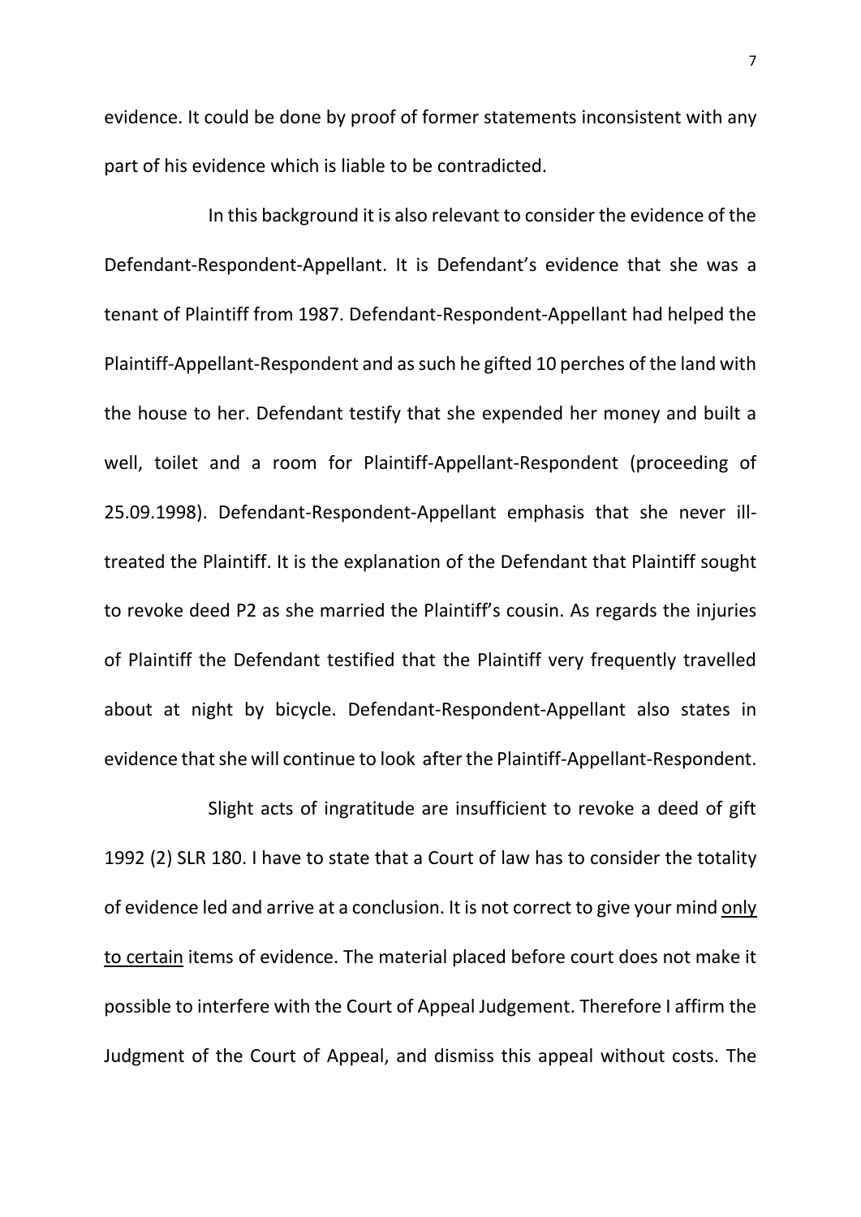evidence. It could be done by proof of former statements inconsistent with any part of his evidence which is liable to be contradicted.

In this background it is also relevant to consider the evidence of the Defendant-Respondent-Appellant. It is Defendant's evidence that she was a tenant of Plaintiff from 1987. Defendant-Respondent-Appellant had helped the Plaintiff-Appellant-Respondent and as such he gifted 10 perches of the land with the house to her. Defendant testify that she expended her money and built a well, toilet and a room for Plaintiff-Appellant-Respondent (proceeding of 25.09.1998). Defendant-Respondent-Appellant emphasis that she never ill-treated the Plaintiff. It is the explanation of the Defendant that Plaintiff sought to revoke deed P2 as she married the Plaintiff's cousin. As regards the injuries of Plaintiff the Defendant testified that the Plaintiff very frequently travelled about at night by bicycle. Defendant-Respondent-Appellant also states in evidence that she will continue to look after the Plaintiff-Appellant-Respondent.

Slight acts of ingratitude are insufficient to revoke a deed of gift 1992 (2) SLR 180. I have to state that a Court of law has to consider the totality of evidence led and arrive at a conclusion. It is not correct to give your mind <u>only to certain</u> items of evidence. The material placed before court does not make it possible to interfere with the Court of Appeal Judgement. Therefore I affirm the Judgment of the Court of Appeal, and dismiss this appeal without costs. The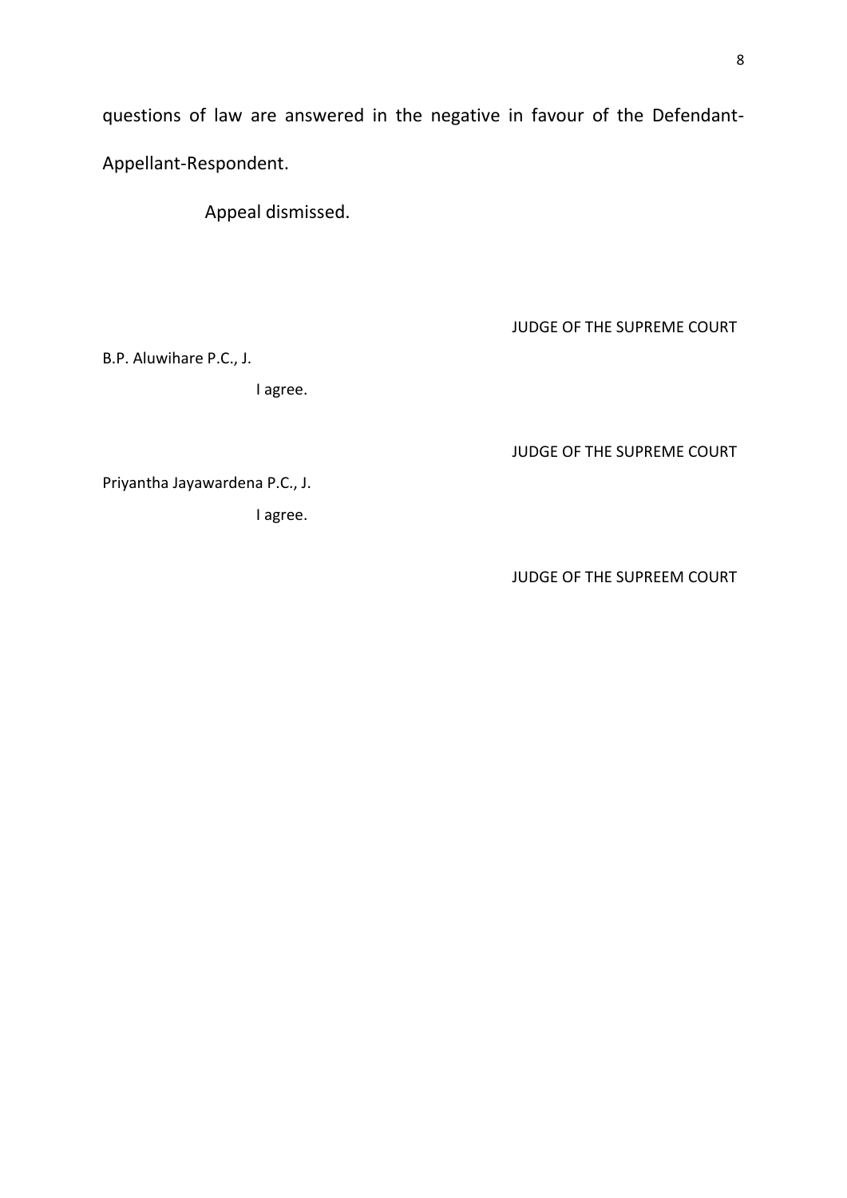questions of law are answered in the negative in favour of the Defendant-Appellant-Respondent.

Appeal dismissed.

JUDGE OF THE SUPREME COURT

B.P. Aluwihare P.C., J.

I agree.

JUDGE OF THE SUPREME COURT

Priyantha Jayawardena P.C., J.

I agree.

JUDGE OF THE SUPREEM COURT